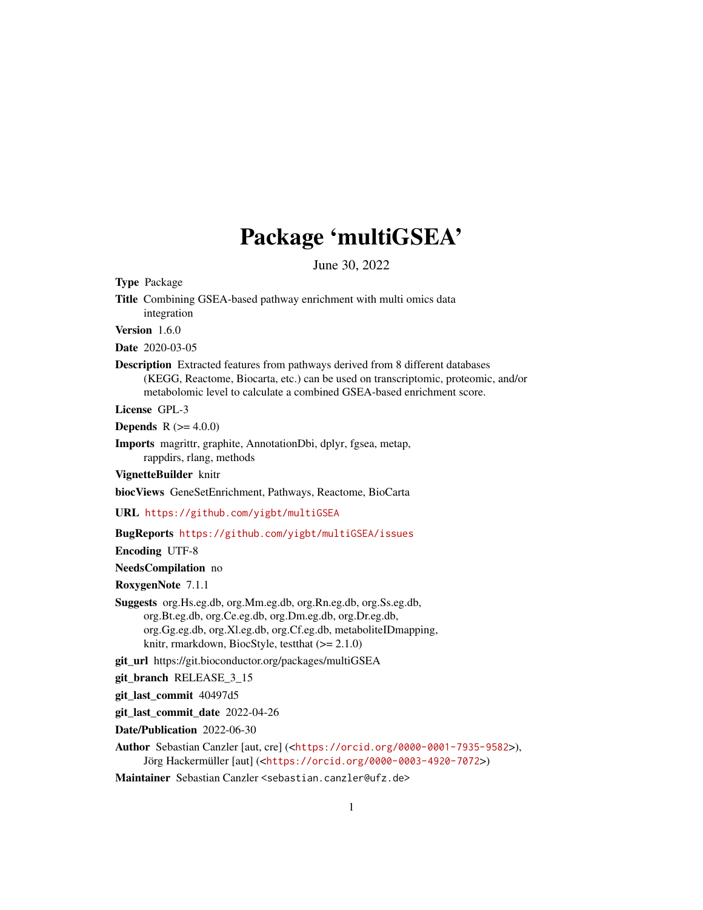# Package 'multiGSEA'

June 30, 2022

**Type** Package

**Title** Combining GSEA-based pathway enrichment with multi omics data integration

**Version** 1.6.0

**Date** 2020-03-05

**Description** Extracted features from pathways derived from 8 different databases (KEGG, Reactome, Biocarta, etc.) can be used on transcriptomic, proteomic, and/or metabolomic level to calculate a combined GSEA-based enrichment score.

**License** GPL-3

**Depends** R (>= 4.0.0)

**Imports** magrittr, graphite, AnnotationDbi, dplyr, fgsea, metap, rappdirs, rlang, methods

**VignetteBuilder** knitr

**biocViews** GeneSetEnrichment, Pathways, Reactome, BioCarta

**URL** https://github.com/yigbt/multiGSEA

**BugReports** https://github.com/yigbt/multiGSEA/issues

**Encoding** UTF-8

**NeedsCompilation** no

**RoxygenNote** 7.1.1

**Suggests** org.Hs.eg.db, org.Mm.eg.db, org.Rn.eg.db, org.Ss.eg.db, org.Bt.eg.db, org.Ce.eg.db, org.Dm.eg.db, org.Dr.eg.db, org.Gg.eg.db, org.Xl.eg.db, org.Cf.eg.db, metaboliteIDmapping, knitr, rmarkdown, BiocStyle, testthat (>= 2.1.0)

**git_url** https://git.bioconductor.org/packages/multiGSEA

**git_branch** RELEASE_3_15

**git_last_commit** 40497d5

**git_last_commit_date** 2022-04-26

**Date/Publication** 2022-06-30

**Author** Sebastian Canzler [aut, cre] (<https://orcid.org/0000-0001-7935-9582>), Jörg Hackermüller [aut] (<https://orcid.org/0000-0003-4920-7072>)

**Maintainer** Sebastian Canzler <sebastian.canzler@ufz.de>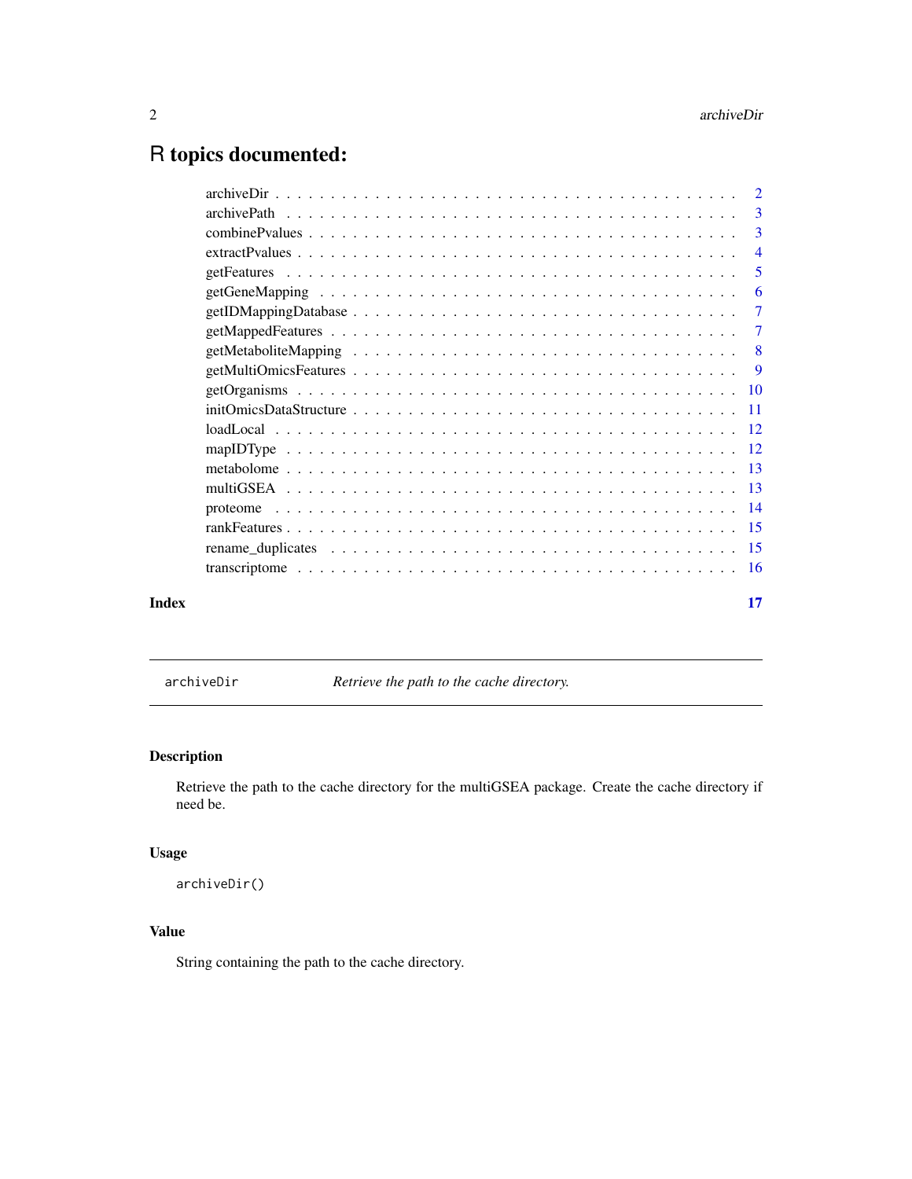# R topics documented:

| | |
|---|---|
| archiveDir | 2 |
| archivePath | 3 |
| combinePvalues | 3 |
| extractPvalues | 4 |
| getFeatures | 5 |
| getGeneMapping | 6 |
| getIDMappingDatabase | 7 |
| getMappedFeatures | 7 |
| getMetaboliteMapping | 8 |
| getMultiOmicsFeatures | 9 |
| getOrganisms | 10 |
| initOmicsDataStructure | 11 |
| loadLocal | 12 |
| mapIDType | 12 |
| metabolome | 13 |
| multiGSEA | 13 |
| proteome | 14 |
| rankFeatures | 15 |
| rename_duplicates | 15 |
| transcriptome | 16 |

**Index** **17**

---

`archiveDir` *Retrieve the path to the cache directory.*

---

### Description

Retrieve the path to the cache directory for the multiGSEA package. Create the cache directory if need be.

### Usage

```
archiveDir()
```

### Value

String containing the path to the cache directory.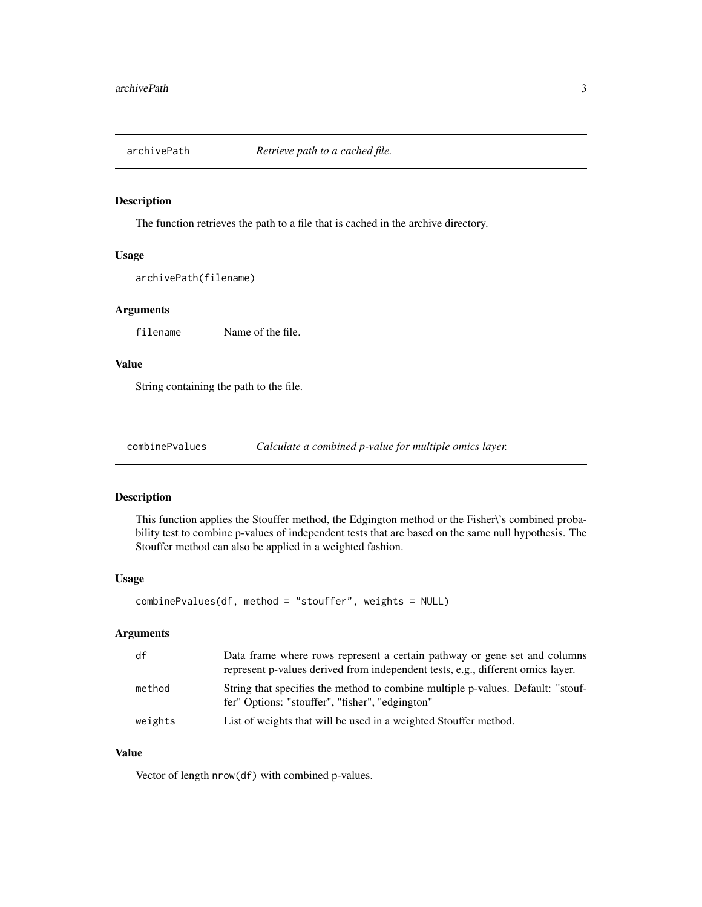## archivePath — *Retrieve path to a cached file.*

### Description

The function retrieves the path to a file that is cached in the archive directory.

### Usage

```
archivePath(filename)
```

### Arguments

| | |
|---|---|
| `filename` | Name of the file. |

### Value

String containing the path to the file.

## combinePvalues — *Calculate a combined p-value for multiple omics layer.*

### Description

This function applies the Stouffer method, the Edgington method or the Fisher\'s combined probability test to combine p-values of independent tests that are based on the same null hypothesis. The Stouffer method can also be applied in a weighted fashion.

### Usage

```
combinePvalues(df, method = "stouffer", weights = NULL)
```

### Arguments

| | |
|---|---|
| `df` | Data frame where rows represent a certain pathway or gene set and columns represent p-values derived from independent tests, e.g., different omics layer. |
| `method` | String that specifies the method to combine multiple p-values. Default: "stouffer" Options: "stouffer", "fisher", "edgington" |
| `weights` | List of weights that will be used in a weighted Stouffer method. |

### Value

Vector of length `nrow(df)` with combined p-values.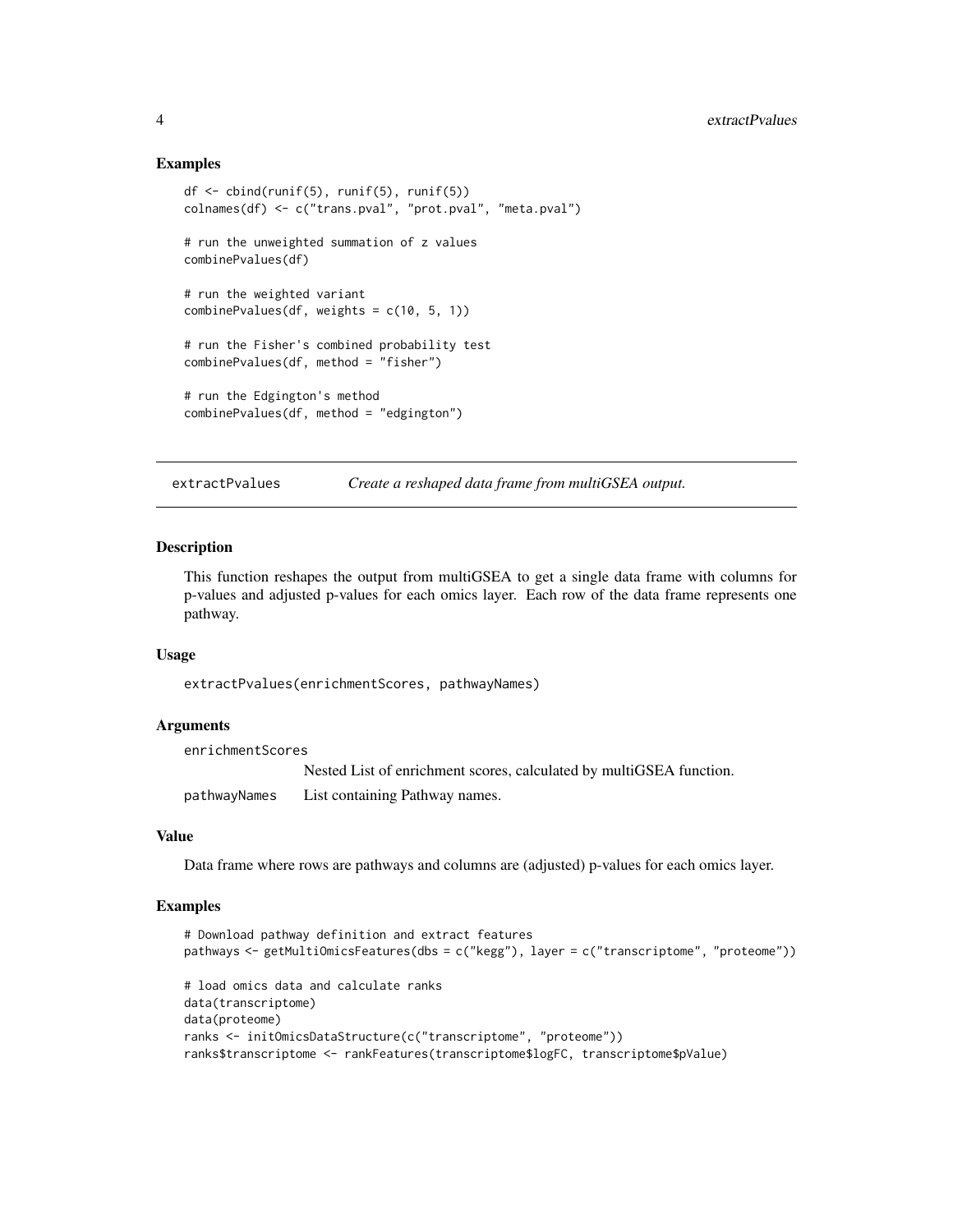### Examples

```
df <- cbind(runif(5), runif(5), runif(5))
colnames(df) <- c("trans.pval", "prot.pval", "meta.pval")

# run the unweighted summation of z values
combinePvalues(df)

# run the weighted variant
combinePvalues(df, weights = c(10, 5, 1))

# run the Fisher's combined probability test
combinePvalues(df, method = "fisher")

# run the Edgington's method
combinePvalues(df, method = "edgington")
```

---

## extractPvalues — *Create a reshaped data frame from multiGSEA output.*

---

### Description

This function reshapes the output from multiGSEA to get a single data frame with columns for p-values and adjusted p-values for each omics layer. Each row of the data frame represents one pathway.

### Usage

```
extractPvalues(enrichmentScores, pathwayNames)
```

### Arguments

| | |
|---|---|
| `enrichmentScores` | Nested List of enrichment scores, calculated by multiGSEA function. |
| `pathwayNames` | List containing Pathway names. |

### Value

Data frame where rows are pathways and columns are (adjusted) p-values for each omics layer.

### Examples

```
# Download pathway definition and extract features
pathways <- getMultiOmicsFeatures(dbs = c("kegg"), layer = c("transcriptome", "proteome"))

# load omics data and calculate ranks
data(transcriptome)
data(proteome)
ranks <- initOmicsDataStructure(c("transcriptome", "proteome"))
ranks$transcriptome <- rankFeatures(transcriptome$logFC, transcriptome$pValue)
```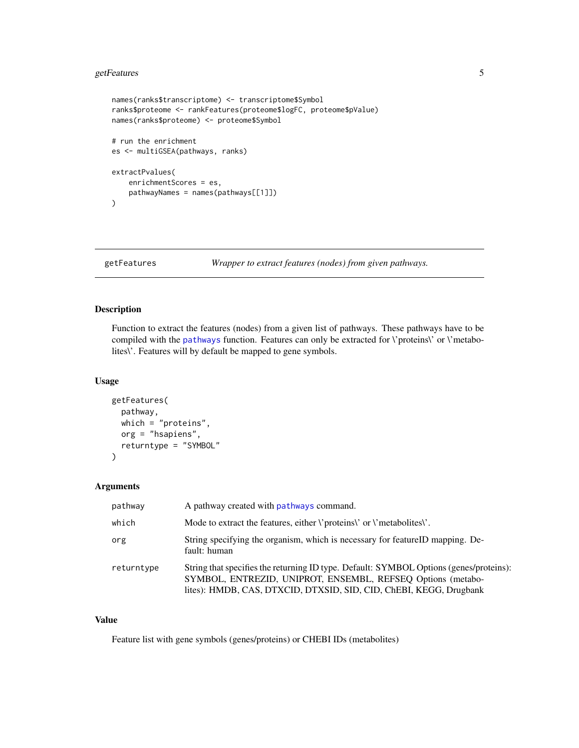```
names(ranks$transcriptome) <- transcriptome$Symbol
ranks$proteome <- rankFeatures(proteome$logFC, proteome$pValue)
names(ranks$proteome) <- proteome$Symbol

# run the enrichment
es <- multiGSEA(pathways, ranks)

extractPvalues(
    enrichmentScores = es,
    pathwayNames = names(pathways[[1]])
)
```

---

## getFeatures — *Wrapper to extract features (nodes) from given pathways.*

### Description

Function to extract the features (nodes) from a given list of pathways. These pathways have to be compiled with the pathways function. Features can only be extracted for \'proteins\' or \'metabolites\'. Features will by default be mapped to gene symbols.

### Usage

```
getFeatures(
  pathway,
  which = "proteins",
  org = "hsapiens",
  returntype = "SYMBOL"
)
```

### Arguments

| | |
|---|---|
| pathway | A pathway created with pathways command. |
| which | Mode to extract the features, either \'proteins\' or \'metabolites\'. |
| org | String specifying the organism, which is necessary for featureID mapping. Default: human |
| returntype | String that specifies the returning ID type. Default: SYMBOL Options (genes/proteins): SYMBOL, ENTREZID, UNIPROT, ENSEMBL, REFSEQ Options (metabolites): HMDB, CAS, DTXCID, DTXSID, SID, CID, ChEBI, KEGG, Drugbank |

### Value

Feature list with gene symbols (genes/proteins) or CHEBI IDs (metabolites)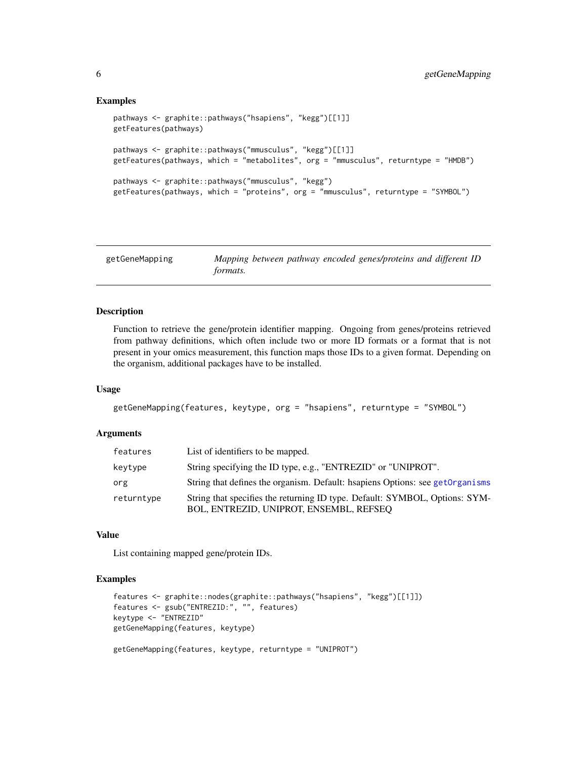### Examples

```
pathways <- graphite::pathways("hsapiens", "kegg")[[1]]
getFeatures(pathways)

pathways <- graphite::pathways("mmusculus", "kegg")[[1]]
getFeatures(pathways, which = "metabolites", org = "mmusculus", returntype = "HMDB")

pathways <- graphite::pathways("mmusculus", "kegg")
getFeatures(pathways, which = "proteins", org = "mmusculus", returntype = "SYMBOL")
```

---

## getGeneMapping — *Mapping between pathway encoded genes/proteins and different ID formats.*

---

### Description

Function to retrieve the gene/protein identifier mapping. Ongoing from genes/proteins retrieved from pathway definitions, which often include two or more ID formats or a format that is not present in your omics measurement, this function maps those IDs to a given format. Depending on the organism, additional packages have to be installed.

### Usage

```
getGeneMapping(features, keytype, org = "hsapiens", returntype = "SYMBOL")
```

### Arguments

| | |
|---|---|
| `features` | List of identifiers to be mapped. |
| `keytype` | String specifying the ID type, e.g., "ENTREZID" or "UNIPROT". |
| `org` | String that defines the organism. Default: hsapiens Options: see `getOrganisms` |
| `returntype` | String that specifies the returning ID type. Default: SYMBOL, Options: SYMBOL, ENTREZID, UNIPROT, ENSEMBL, REFSEQ |

### Value

List containing mapped gene/protein IDs.

### Examples

```
features <- graphite::nodes(graphite::pathways("hsapiens", "kegg")[[1]])
features <- gsub("ENTREZID:", "", features)
keytype <- "ENTREZID"
getGeneMapping(features, keytype)

getGeneMapping(features, keytype, returntype = "UNIPROT")
```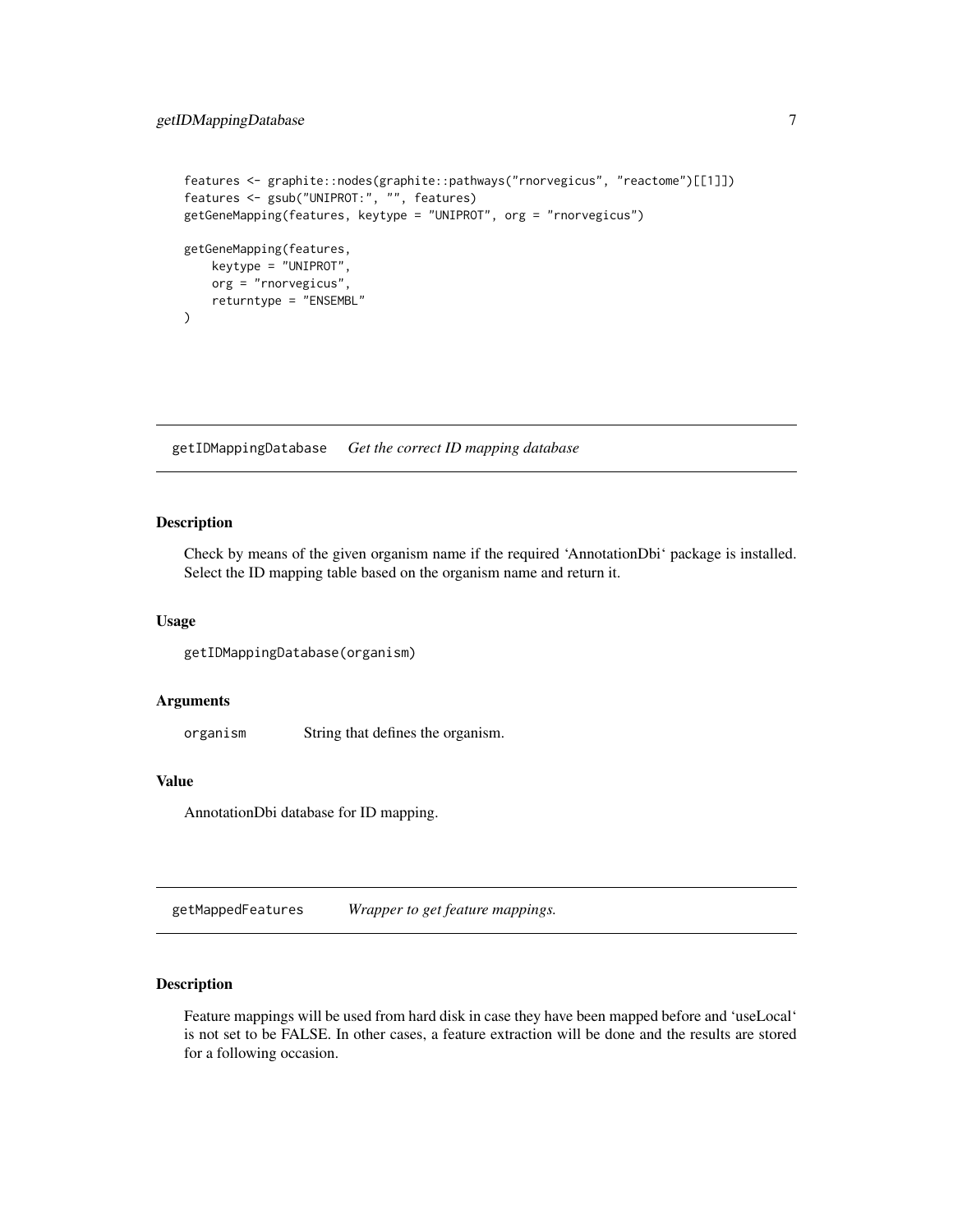```
features <- graphite::nodes(graphite::pathways("rnorvegicus", "reactome")[[1]])
features <- gsub("UNIPROT:", "", features)
getGeneMapping(features, keytype = "UNIPROT", org = "rnorvegicus")

getGeneMapping(features,
    keytype = "UNIPROT",
    org = "rnorvegicus",
    returntype = "ENSEMBL"
)
```

## getIDMappingDatabase *Get the correct ID mapping database*

### Description

Check by means of the given organism name if the required 'AnnotationDbi' package is installed. Select the ID mapping table based on the organism name and return it.

### Usage

```
getIDMappingDatabase(organism)
```

### Arguments

| | |
|---|---|
| `organism` | String that defines the organism. |

### Value

AnnotationDbi database for ID mapping.

## getMappedFeatures *Wrapper to get feature mappings.*

### Description

Feature mappings will be used from hard disk in case they have been mapped before and 'useLocal' is not set to be FALSE. In other cases, a feature extraction will be done and the results are stored for a following occasion.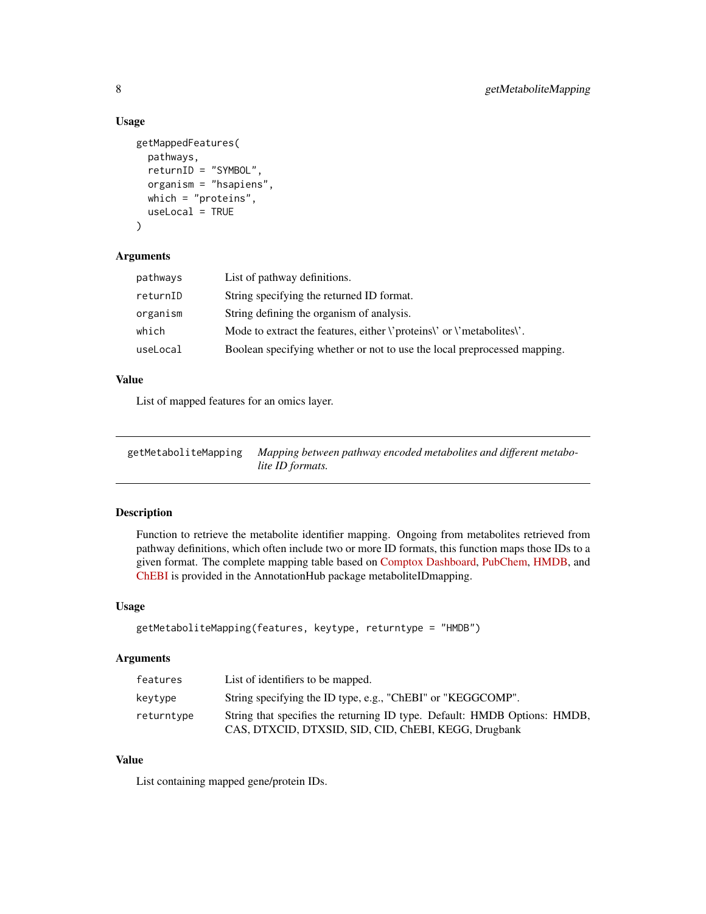### Usage

```
getMappedFeatures(
  pathways,
  returnID = "SYMBOL",
  organism = "hsapiens",
  which = "proteins",
  useLocal = TRUE
)
```

### Arguments

| | |
|---|---|
| pathways | List of pathway definitions. |
| returnID | String specifying the returned ID format. |
| organism | String defining the organism of analysis. |
| which | Mode to extract the features, either \'proteins\' or \'metabolites\'. |
| useLocal | Boolean specifying whether or not to use the local preprocessed mapping. |

### Value

List of mapped features for an omics layer.

---

## getMetaboliteMapping

*Mapping between pathway encoded metabolites and different metabolite ID formats.*

---

### Description

Function to retrieve the metabolite identifier mapping. Ongoing from metabolites retrieved from pathway definitions, which often include two or more ID formats, this function maps those IDs to a given format. The complete mapping table based on Comptox Dashboard, PubChem, HMDB, and ChEBI is provided in the AnnotationHub package metaboliteIDmapping.

### Usage

```
getMetaboliteMapping(features, keytype, returntype = "HMDB")
```

### Arguments

| | |
|---|---|
| features | List of identifiers to be mapped. |
| keytype | String specifying the ID type, e.g., "ChEBI" or "KEGGCOMP". |
| returntype | String that specifies the returning ID type. Default: HMDB Options: HMDB, CAS, DTXCID, DTXSID, SID, CID, ChEBI, KEGG, Drugbank |

### Value

List containing mapped gene/protein IDs.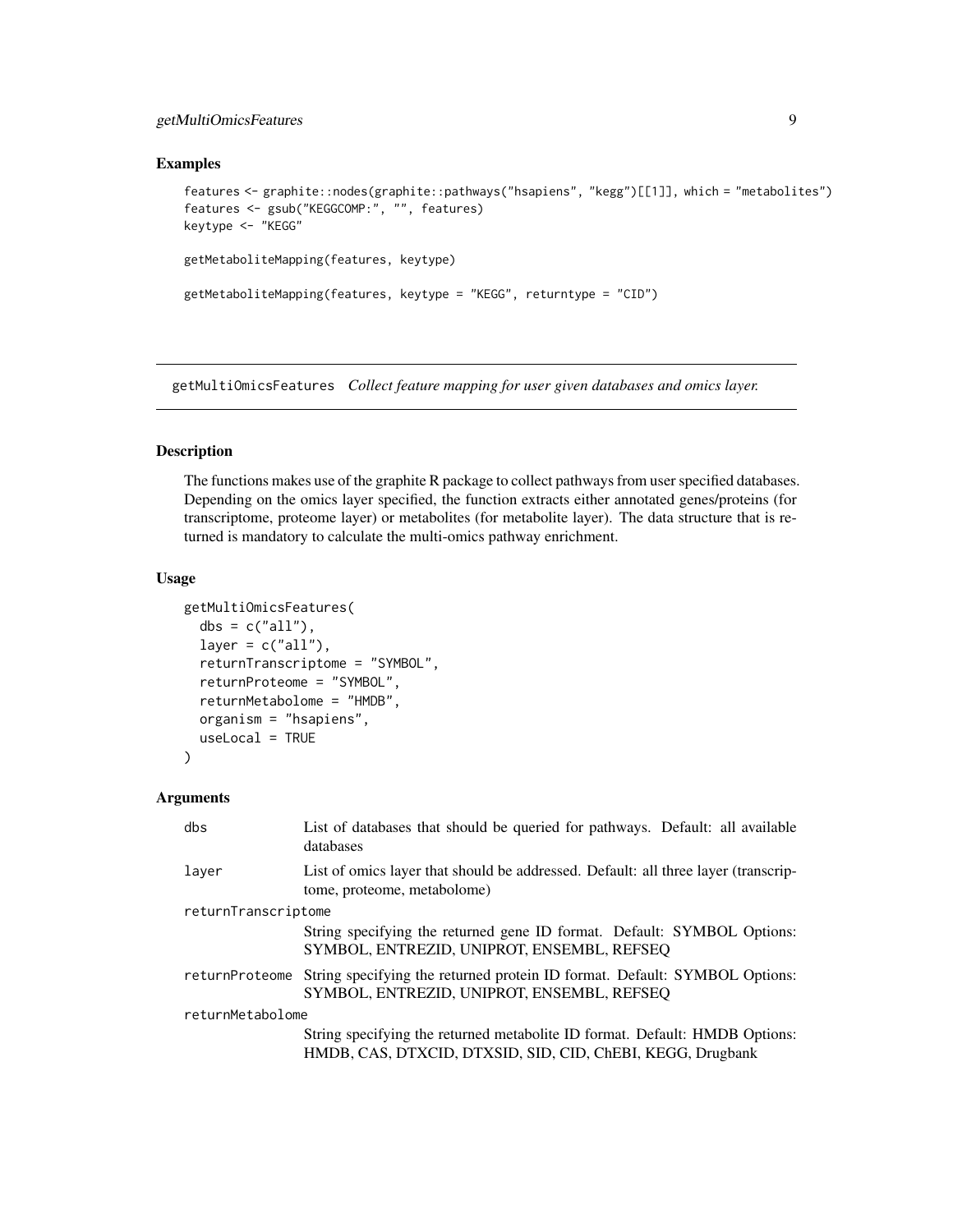## Examples

```
features <- graphite::nodes(graphite::pathways("hsapiens", "kegg")[[1]], which = "metabolites")
features <- gsub("KEGGCOMP:", "", features)
keytype <- "KEGG"

getMetaboliteMapping(features, keytype)

getMetaboliteMapping(features, keytype = "KEGG", returntype = "CID")
```

---

## getMultiOmicsFeatures *Collect feature mapping for user given databases and omics layer.*

---

### Description

The functions makes use of the graphite R package to collect pathways from user specified databases. Depending on the omics layer specified, the function extracts either annotated genes/proteins (for transcriptome, proteome layer) or metabolites (for metabolite layer). The data structure that is returned is mandatory to calculate the multi-omics pathway enrichment.

### Usage

```
getMultiOmicsFeatures(
  dbs = c("all"),
  layer = c("all"),
  returnTranscriptome = "SYMBOL",
  returnProteome = "SYMBOL",
  returnMetabolome = "HMDB",
  organism = "hsapiens",
  useLocal = TRUE
)
```

### Arguments

| | |
|---|---|
| `dbs` | List of databases that should be queried for pathways. Default: all available databases |
| `layer` | List of omics layer that should be addressed. Default: all three layer (transcriptome, proteome, metabolome) |
| `returnTranscriptome` | String specifying the returned gene ID format. Default: SYMBOL Options: SYMBOL, ENTREZID, UNIPROT, ENSEMBL, REFSEQ |
| `returnProteome` | String specifying the returned protein ID format. Default: SYMBOL Options: SYMBOL, ENTREZID, UNIPROT, ENSEMBL, REFSEQ |
| `returnMetabolome` | String specifying the returned metabolite ID format. Default: HMDB Options: HMDB, CAS, DTXCID, DTXSID, SID, CID, ChEBI, KEGG, Drugbank |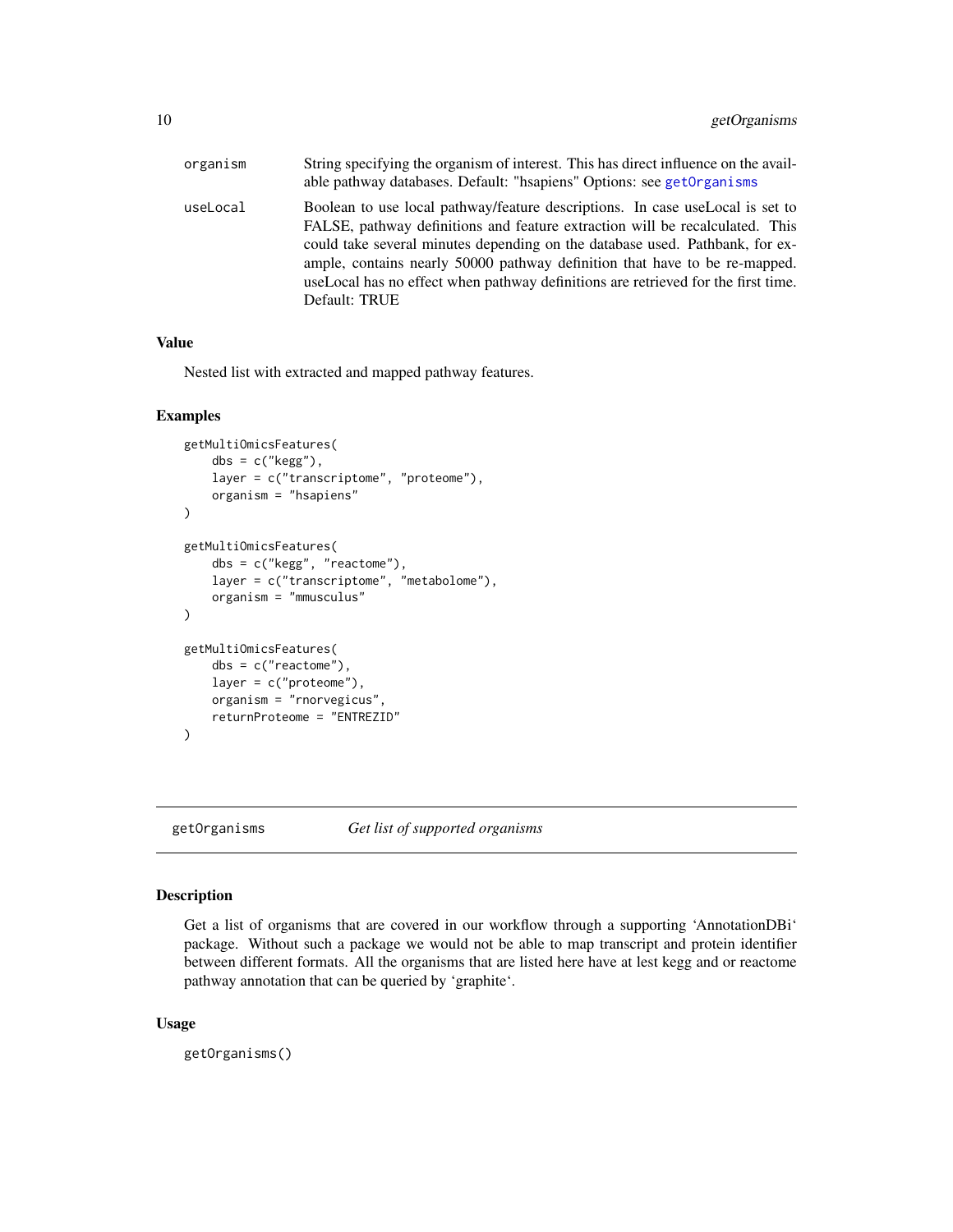| | |
|---|---|
| organism | String specifying the organism of interest. This has direct influence on the available pathway databases. Default: "hsapiens" Options: see `getOrganisms` |
| useLocal | Boolean to use local pathway/feature descriptions. In case useLocal is set to FALSE, pathway definitions and feature extraction will be recalculated. This could take several minutes depending on the database used. Pathbank, for example, contains nearly 50000 pathway definition that have to be re-mapped. useLocal has no effect when pathway definitions are retrieved for the first time. Default: TRUE |

### Value

Nested list with extracted and mapped pathway features.

### Examples

```
getMultiOmicsFeatures(
    dbs = c("kegg"),
    layer = c("transcriptome", "proteome"),
    organism = "hsapiens"
)

getMultiOmicsFeatures(
    dbs = c("kegg", "reactome"),
    layer = c("transcriptome", "metabolome"),
    organism = "mmusculus"
)

getMultiOmicsFeatures(
    dbs = c("reactome"),
    layer = c("proteome"),
    organism = "rnorvegicus",
    returnProteome = "ENTREZID"
)
```

---

## getOrganisms    *Get list of supported organisms*

---

### Description

Get a list of organisms that are covered in our workflow through a supporting 'AnnotationDBi' package. Without such a package we would not be able to map transcript and protein identifier between different formats. All the organisms that are listed here have at lest kegg and or reactome pathway annotation that can be queried by 'graphite'.

### Usage

```
getOrganisms()
```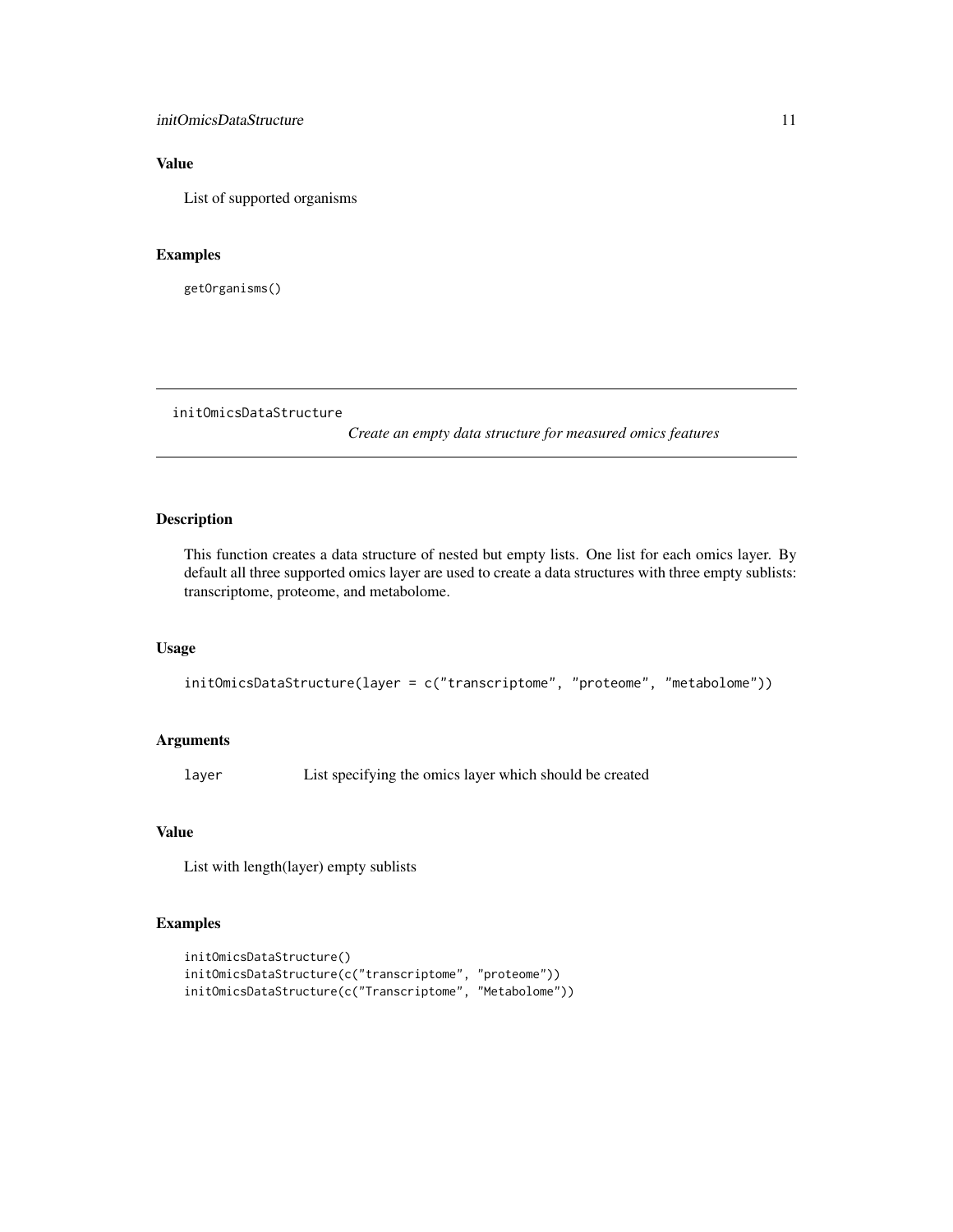### Value

List of supported organisms

### Examples

```
getOrganisms()
```

---

## initOmicsDataStructure

*Create an empty data structure for measured omics features*

---

### Description

This function creates a data structure of nested but empty lists. One list for each omics layer. By default all three supported omics layer are used to create a data structures with three empty sublists: transcriptome, proteome, and metabolome.

### Usage

```
initOmicsDataStructure(layer = c("transcriptome", "proteome", "metabolome"))
```

### Arguments

| | |
|---|---|
| layer | List specifying the omics layer which should be created |

### Value

List with length(layer) empty sublists

### Examples

```
initOmicsDataStructure()
initOmicsDataStructure(c("transcriptome", "proteome"))
initOmicsDataStructure(c("Transcriptome", "Metabolome"))
```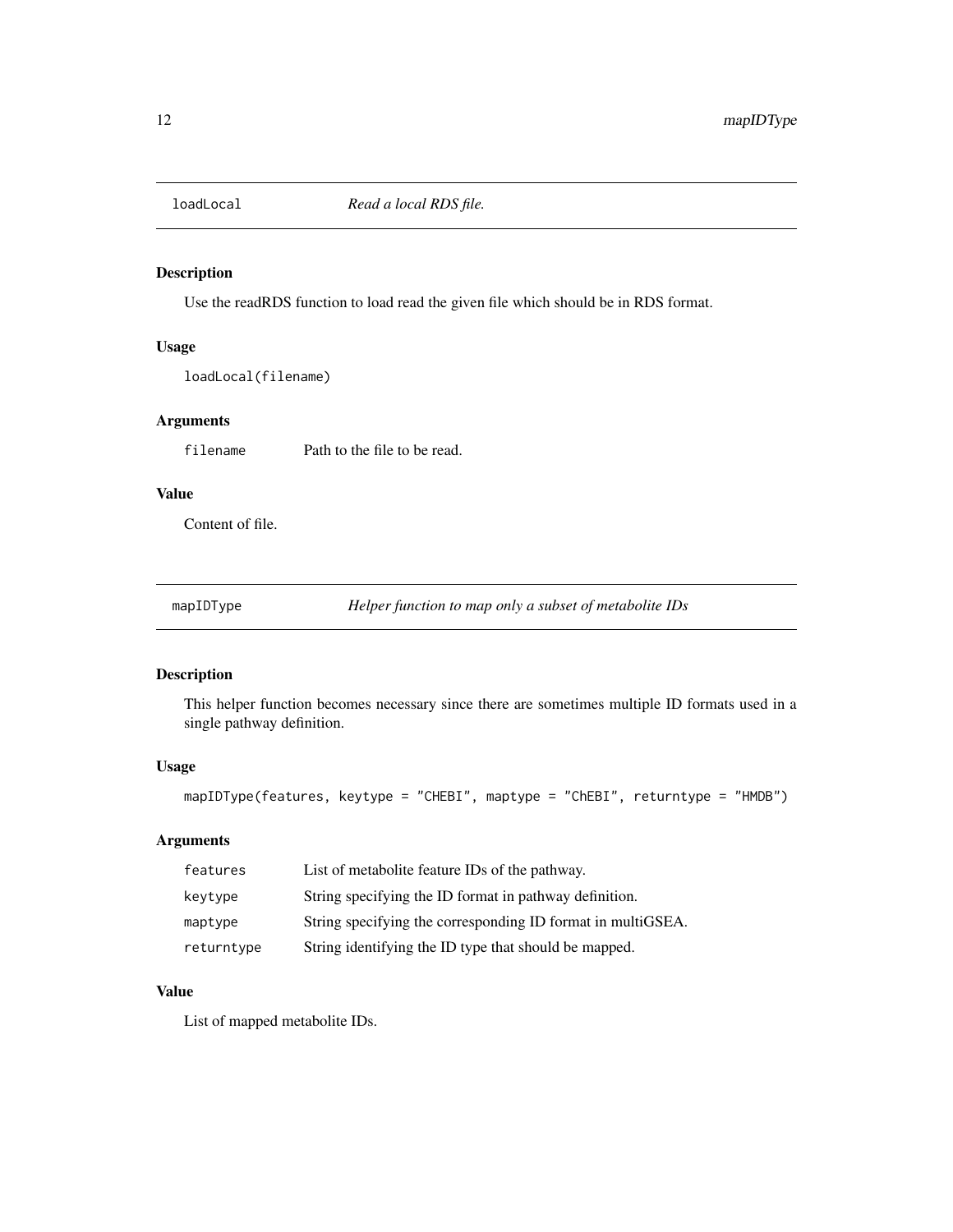## loadLocal *Read a local RDS file.*

### Description

Use the readRDS function to load read the given file which should be in RDS format.

### Usage

```
loadLocal(filename)
```

### Arguments

| | |
|---|---|
| filename | Path to the file to be read. |

### Value

Content of file.

## mapIDType *Helper function to map only a subset of metabolite IDs*

### Description

This helper function becomes necessary since there are sometimes multiple ID formats used in a single pathway definition.

### Usage

```
mapIDType(features, keytype = "CHEBI", maptype = "ChEBI", returntype = "HMDB")
```

### Arguments

| | |
|---|---|
| features | List of metabolite feature IDs of the pathway. |
| keytype | String specifying the ID format in pathway definition. |
| maptype | String specifying the corresponding ID format in multiGSEA. |
| returntype | String identifying the ID type that should be mapped. |

### Value

List of mapped metabolite IDs.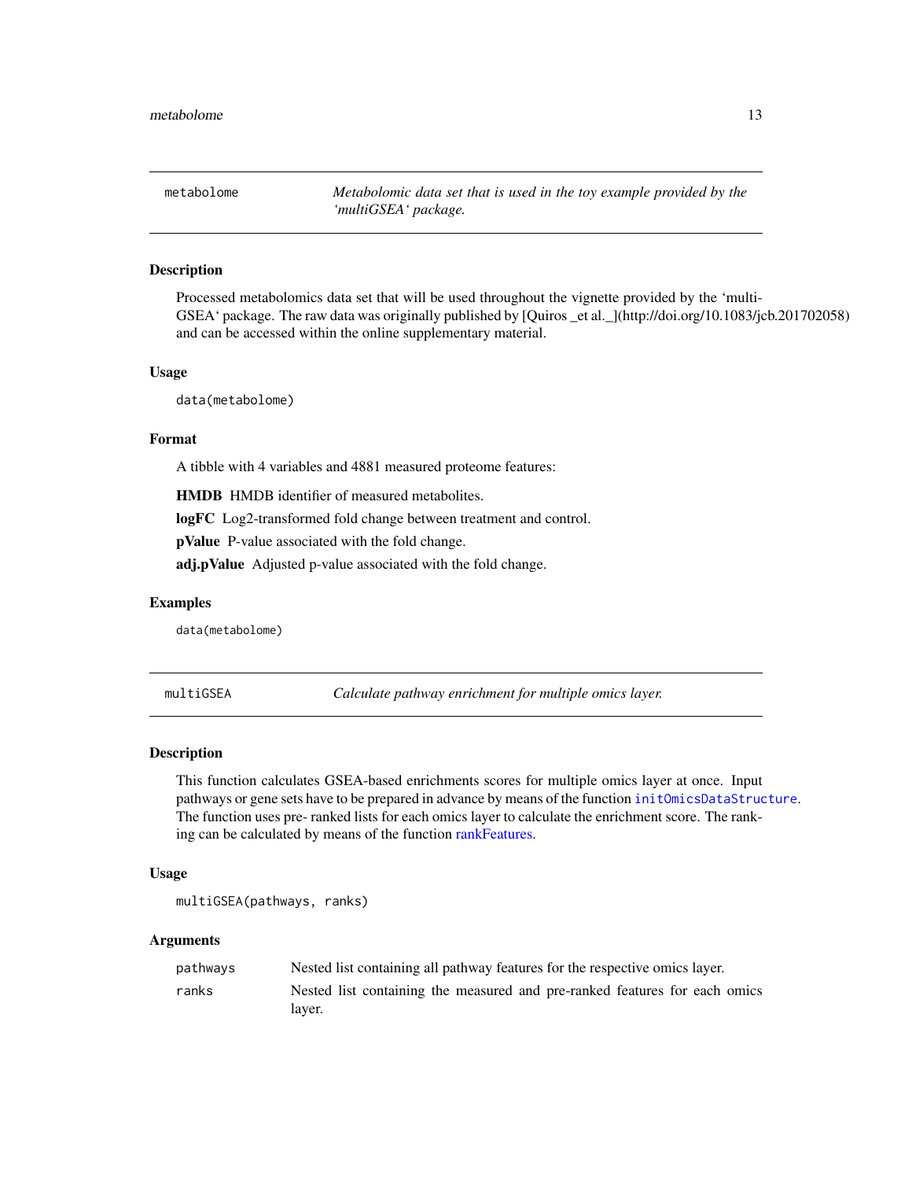## metabolome

*Metabolomic data set that is used in the toy example provided by the 'multiGSEA' package.*

### Description

Processed metabolomics data set that will be used throughout the vignette provided by the 'multiGSEA' package. The raw data was originally published by [Quiros _et al._](http://doi.org/10.1083/jcb.201702058) and can be accessed within the online supplementary material.

### Usage

```
data(metabolome)
```

### Format

A tibble with 4 variables and 4881 measured proteome features:

**HMDB** HMDB identifier of measured metabolites.

**logFC** Log2-transformed fold change between treatment and control.

**pValue** P-value associated with the fold change.

**adj.pValue** Adjusted p-value associated with the fold change.

### Examples

```
data(metabolome)
```

## multiGSEA

*Calculate pathway enrichment for multiple omics layer.*

### Description

This function calculates GSEA-based enrichments scores for multiple omics layer at once. Input pathways or gene sets have to be prepared in advance by means of the function `initOmicsDataStructure`. The function uses pre- ranked lists for each omics layer to calculate the enrichment score. The ranking can be calculated by means of the function rankFeatures.

### Usage

```
multiGSEA(pathways, ranks)
```

### Arguments

| | |
|---|---|
| pathways | Nested list containing all pathway features for the respective omics layer. |
| ranks | Nested list containing the measured and pre-ranked features for each omics layer. |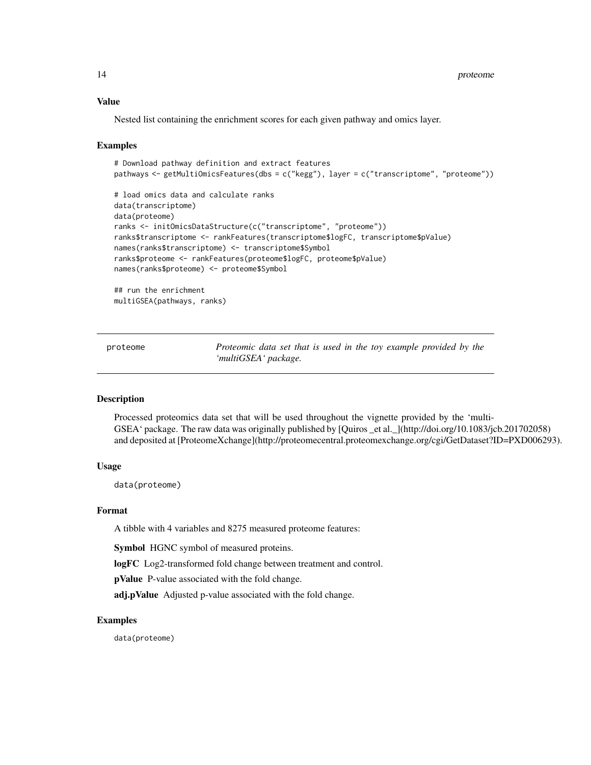### Value

Nested list containing the enrichment scores for each given pathway and omics layer.

### Examples

```
# Download pathway definition and extract features
pathways <- getMultiOmicsFeatures(dbs = c("kegg"), layer = c("transcriptome", "proteome"))

# load omics data and calculate ranks
data(transcriptome)
data(proteome)
ranks <- initOmicsDataStructure(c("transcriptome", "proteome"))
ranks$transcriptome <- rankFeatures(transcriptome$logFC, transcriptome$pValue)
names(ranks$transcriptome) <- transcriptome$Symbol
ranks$proteome <- rankFeatures(proteome$logFC, proteome$pValue)
names(ranks$proteome) <- proteome$Symbol

## run the enrichment
multiGSEA(pathways, ranks)
```

---

## proteome — *Proteomic data set that is used in the toy example provided by the ‘multiGSEA‘ package.*

### Description

Processed proteomics data set that will be used throughout the vignette provided by the ‘multiGSEA‘ package. The raw data was originally published by [Quiros _et al._](http://doi.org/10.1083/jcb.201702058) and deposited at [ProteomeXchange](http://proteomecentral.proteomexchange.org/cgi/GetDataset?ID=PXD006293).

### Usage

```
data(proteome)
```

### Format

A tibble with 4 variables and 8275 measured proteome features:

**Symbol** HGNC symbol of measured proteins.

**logFC** Log2-transformed fold change between treatment and control.

**pValue** P-value associated with the fold change.

**adj.pValue** Adjusted p-value associated with the fold change.

### Examples

```
data(proteome)
```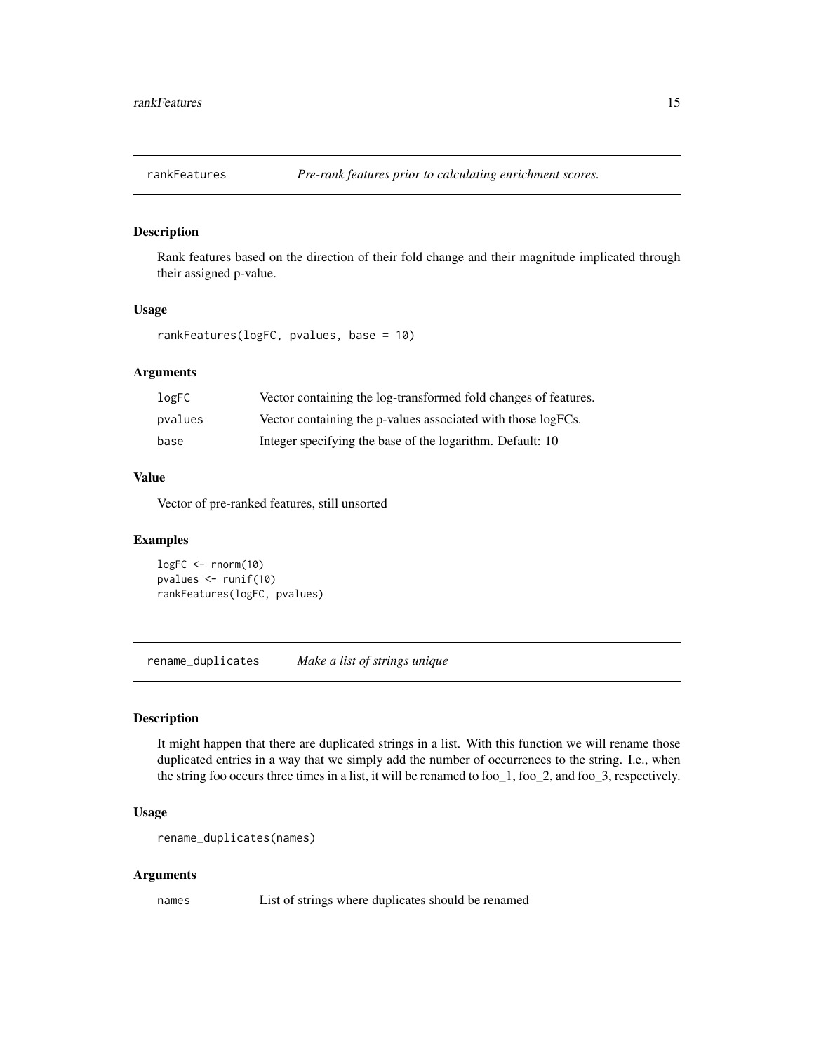## rankFeatures — *Pre-rank features prior to calculating enrichment scores.*

### Description

Rank features based on the direction of their fold change and their magnitude implicated through their assigned p-value.

### Usage

```
rankFeatures(logFC, pvalues, base = 10)
```

### Arguments

| | |
|---|---|
| logFC | Vector containing the log-transformed fold changes of features. |
| pvalues | Vector containing the p-values associated with those logFCs. |
| base | Integer specifying the base of the logarithm. Default: 10 |

### Value

Vector of pre-ranked features, still unsorted

### Examples

```
logFC <- rnorm(10)
pvalues <- runif(10)
rankFeatures(logFC, pvalues)
```

## rename_duplicates — *Make a list of strings unique*

### Description

It might happen that there are duplicated strings in a list. With this function we will rename those duplicated entries in a way that we simply add the number of occurrences to the string. I.e., when the string foo occurs three times in a list, it will be renamed to foo_1, foo_2, and foo_3, respectively.

### Usage

```
rename_duplicates(names)
```

### Arguments

| | |
|---|---|
| names | List of strings where duplicates should be renamed |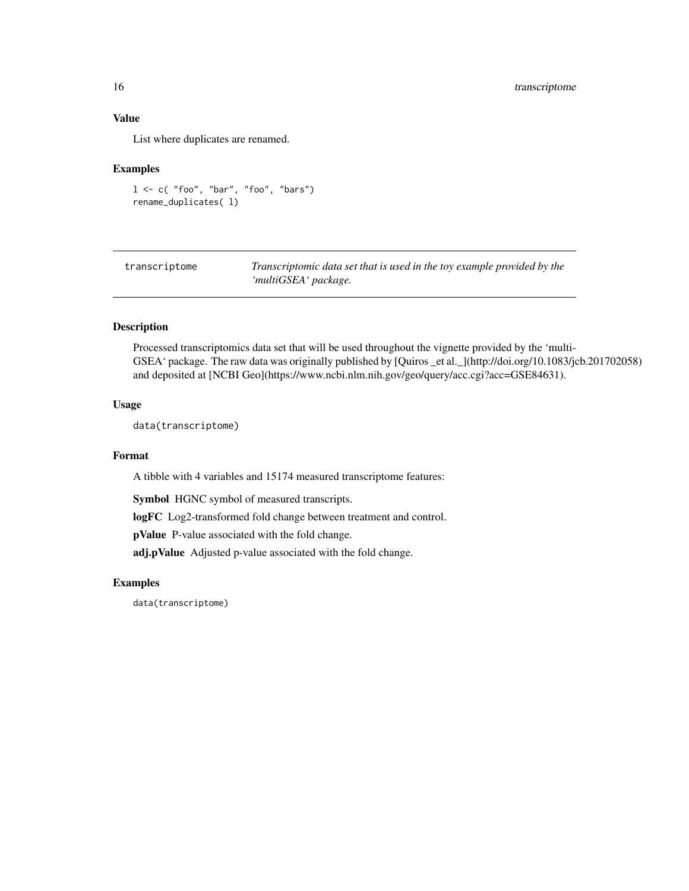### Value

List where duplicates are renamed.

### Examples

```
l <- c( "foo", "bar", "foo", "bars")
rename_duplicates( l)
```

---

## transcriptome

*Transcriptomic data set that is used in the toy example provided by the 'multiGSEA' package.*

---

### Description

Processed transcriptomics data set that will be used throughout the vignette provided by the 'multiGSEA' package. The raw data was originally published by [Quiros _et al._](http://doi.org/10.1083/jcb.201702058) and deposited at [NCBI Geo](https://www.ncbi.nlm.nih.gov/geo/query/acc.cgi?acc=GSE84631).

### Usage

```
data(transcriptome)
```

### Format

A tibble with 4 variables and 15174 measured transcriptome features:

**Symbol** HGNC symbol of measured transcripts.

**logFC** Log2-transformed fold change between treatment and control.

**pValue** P-value associated with the fold change.

**adj.pValue** Adjusted p-value associated with the fold change.

### Examples

```
data(transcriptome)
```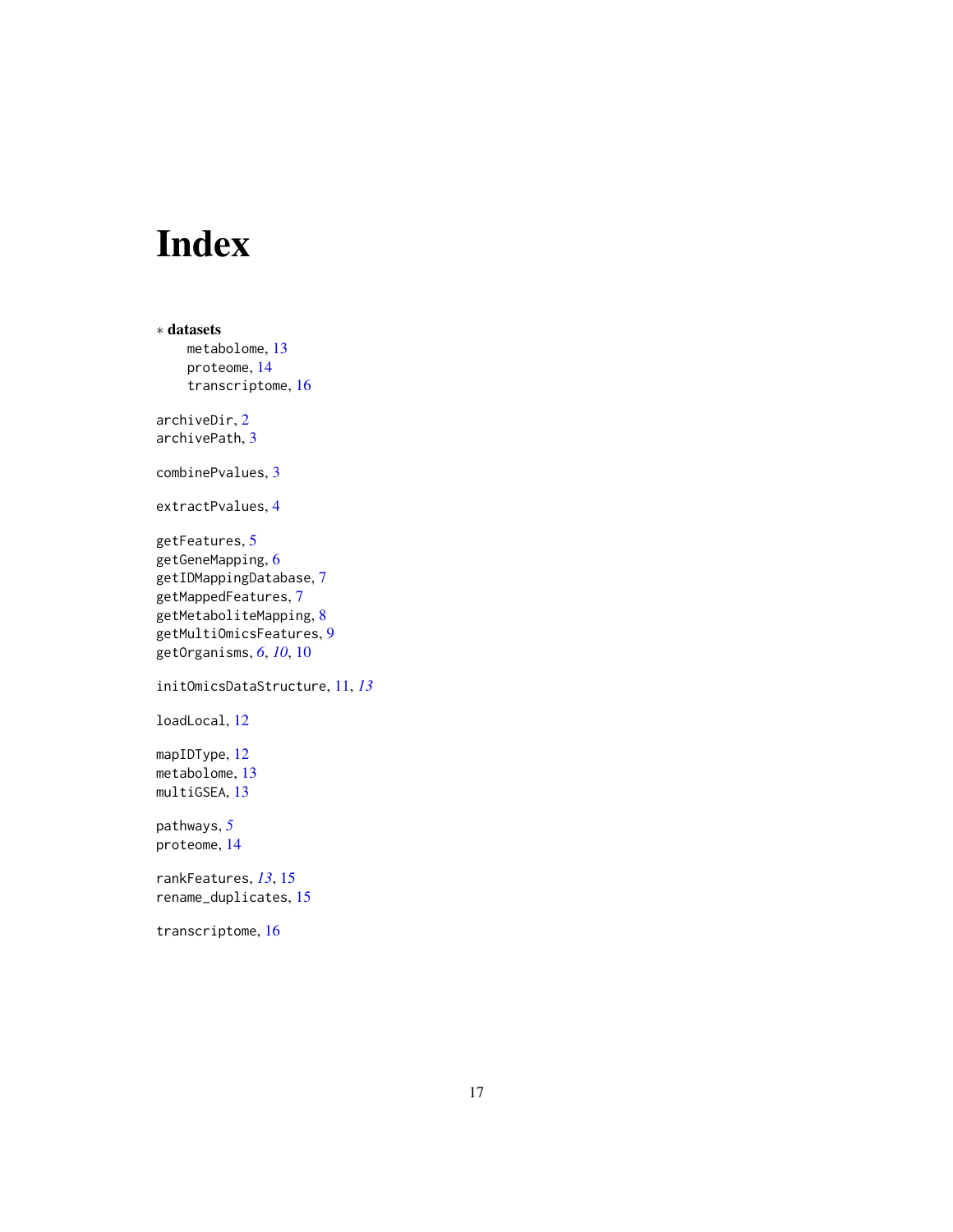# Index

∗ **datasets**
    metabolome, 13
    proteome, 14
    transcriptome, 16

archiveDir, 2
archivePath, 3

combinePvalues, 3

extractPvalues, 4

getFeatures, 5
getGeneMapping, 6
getIDMappingDatabase, 7
getMappedFeatures, 7
getMetaboliteMapping, 8
getMultiOmicsFeatures, 9
getOrganisms, *6*, *10*, 10

initOmicsDataStructure, 11, *13*

loadLocal, 12

mapIDType, 12
metabolome, 13
multiGSEA, 13

pathways, *5*
proteome, 14

rankFeatures, *13*, 15
rename_duplicates, 15

transcriptome, 16